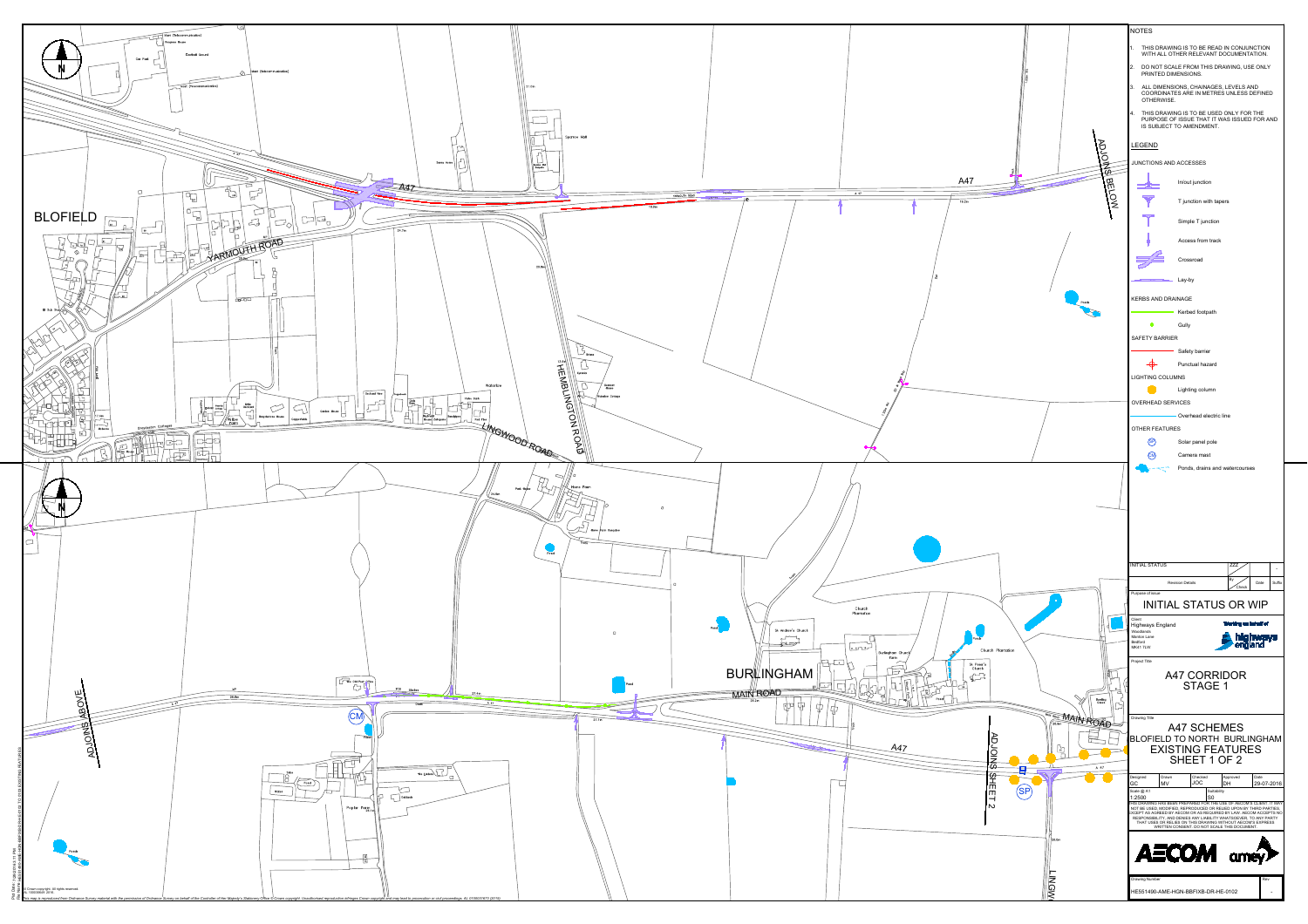## NOTES

1. THIS DRAWING IS TO BE READ IN CONJUNCTION WITH ALL OTHER RELEVANT DOCUMENTATION.
2. DO NOT SCALE FROM THIS DRAWING, USE ONLY PRINTED DIMENSIONS.
3. ALL DIMENSIONS, CHAINAGES, LEVELS AND COORDINATES ARE IN METRES UNLESS DEFINED OTHERWISE.
4. THIS DRAWING IS TO BE USED ONLY FOR THE PURPOSE OF ISSUE THAT IT WAS ISSUED FOR AND IS SUBJECT TO AMENDMENT.

## LEGEND

**JUNCTIONS AND ACCESSES**

- In/out junction
- T junction with tapers
- Simple T junction
- Access from track
- Crossroad
- Lay-by

**KERBS AND DRAINAGE**

- Kerbed footpath
- Gully

**SAFETY BARRIER**

- Safety barrier
- Punctual hazard

**LIGHTING COLUMNS**

- Lighting column

**OVERHEAD SERVICES**

- Overhead electric line

**OTHER FEATURES**

- (SP) Solar panel pole
- (CM) Camera mast
- Ponds, drains and watercourses

| INITIAL STATUS | ZZZ | | | |
|---|---|---|---|---|
| Revision Details | By / Check | Date | Suffix | |

Purpose of issue

## INITIAL STATUS OR WIP

Client
Highways England
Woodlands
Manton Lane
Bedford
MK41 7LW

Working on behalf of highways england

Project Title

## A47 CORRIDOR STAGE 1

Drawing Title

## A47 SCHEMES BLOFIELD TO NORTH BURLINGHAM EXISTING FEATURES SHEET 1 OF 2

| Designed | Drawn | Checked | Approved | Date |
|---|---|---|---|---|
| GC | MV | JOC | DH | 29-07-2016 |
| Scale @ A1 | | Suitability | | |
| 1:2500 | | S0 | | |

THIS DRAWING HAS BEEN PREPARED FOR THE USE OF AECOM'S CLIENT. IT MAY NOT BE USED, MODIFIED, REPRODUCED OR RELIED UPON BY THIRD PARTIES, EXCEPT AS AGREED BY AECOM OR AS REQUIRED BY LAW. AECOM ACCEPTS NO RESPONSIBILITY, AND DENIES ANY LIABILITY WHATSOEVER, TO ANY PARTY THAT USES OR RELIES ON THIS DRAWING WITHOUT AECOM'S EXPRESS WRITTEN CONSENT. DO NOT SCALE THIS DOCUMENT.

AECOM amey

| Drawing Number | Rev |
|---|---|
| HE551490-AME-HGN-BBFIXB-DR-HE-0102 | - |

BLOFIELD — YARMOUTH ROAD — A47 — HEMBLINGTON ROAD — LINGWOOD ROAD — ADJOINS BELOW

BURLINGHAM — MAIN ROAD — A47 — ADJOINS ABOVE — ADJOINS SHEET 2

© Crown copyright. All rights reserved. This map is reproduced from Ordnance Survey material with the permission of Ordnance Survey on behalf of the Controller of Her Majesty's Stationery Office © Crown copyright. Unauthorised reproduction infringes Crown copyright and may lead to prosecution or civil proceedings.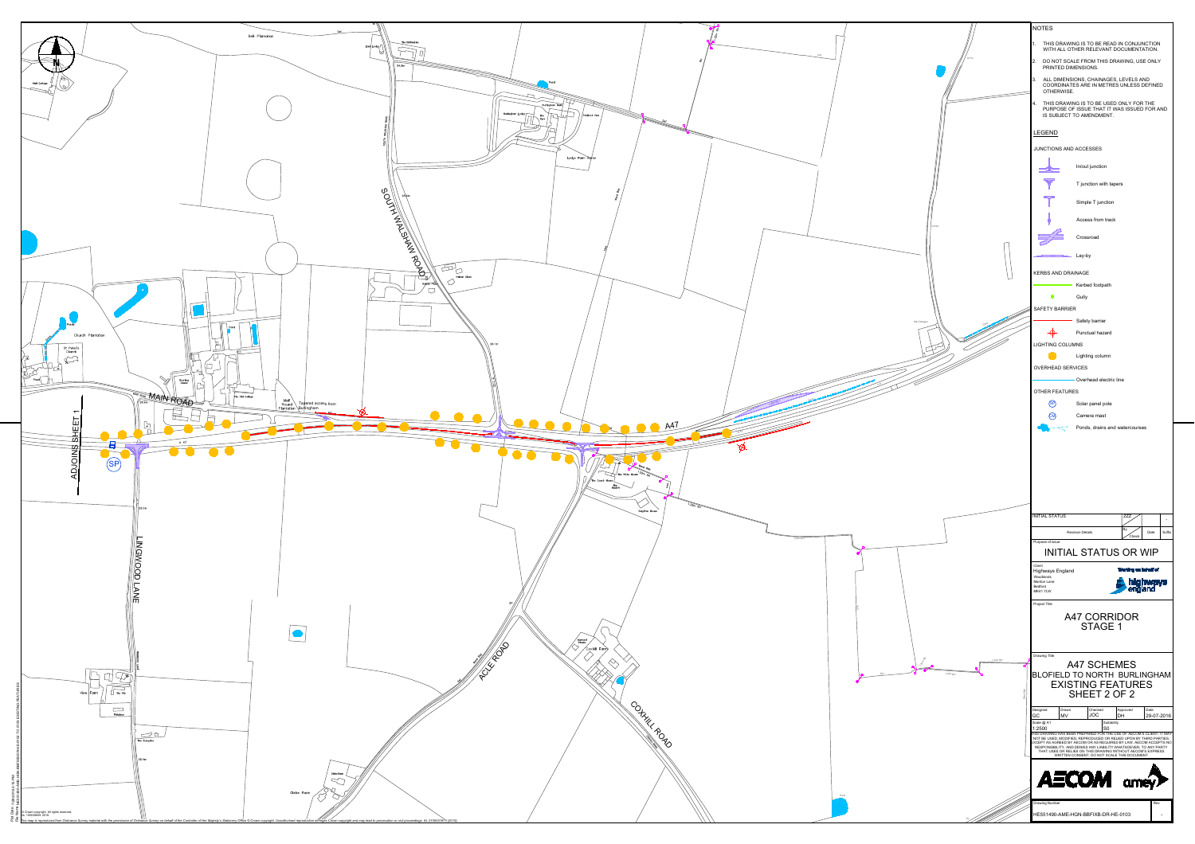## NOTES

1. THIS DRAWING IS TO BE READ IN CONJUNCTION WITH ALL OTHER RELEVANT DOCUMENTATION.
2. DO NOT SCALE FROM THIS DRAWING, USE ONLY PRINTED DIMENSIONS.
3. ALL DIMENSIONS, CHAINAGES, LEVELS AND COORDINATES ARE IN METRES UNLESS DEFINED OTHERWISE.
4. THIS DRAWING IS TO BE USED ONLY FOR THE PURPOSE OF ISSUE THAT IT WAS ISSUED FOR AND IS SUBJECT TO AMENDMENT.

## LEGEND

JUNCTIONS AND ACCESSES

- In/out junction
- T junction with tapers
- Simple T junction
- Access from track
- Crossroad
- Lay-by

KERBS AND DRAINAGE

- Kerbed footpath
- Gully

SAFETY BARRIER

- Safety barrier
- Punctual hazard

LIGHTING COLUMNS

- Lighting column

OVERHEAD SERVICES

- Overhead electric line

OTHER FEATURES

- Solar panel pole
- Camera mast
- Ponds, drains and watercourses

MAIN ROAD

A47

SOUTH WALSHAW ROAD

LINGWOOD LANE

ACLE ROAD

COXHILL ROAD

ADJOINS SHEET 1

SP

Tapered access from Burlingham

| INITIAL STATUS | ZZZ | | | - |
|---|---|---|---|---|
| Revision Details | By | Check | Date | Suffix |

Purpose of issue

# INITIAL STATUS OR WIP

Client
Highways England
Woodlands
Manton Lane
Bedford
MK41 7LW

Working on behalf of highways england

Project Title

# A47 CORRIDOR STAGE 1

Drawing Title

# A47 SCHEMES BLOFIELD TO NORTH BURLINGHAM EXISTING FEATURES SHEET 2 OF 2

| Designed | Drawn | Checked | Approved | Date |
|---|---|---|---|---|
| GC | MV | JOC | DH | 29-07-2016 |

Scale @ A1: 1:2500 | Suitability: S0

THIS DRAWING HAS BEEN PREPARED FOR THE USE OF AECOM'S CLIENT. IT MAY NOT BE USED, MODIFIED, REPRODUCED OR RELIED UPON BY THIRD PARTIES, EXCEPT AS AGREED BY AECOM OR AS REQUIRED BY LAW. AECOM ACCEPTS NO RESPONSIBILITY, AND DENIES ANY LIABILITY WHATSOEVER, TO ANY PARTY THAT USES OR RELIES ON THIS DRAWING WITHOUT AECOM'S EXPRESS WRITTEN CONSENT. DO NOT SCALE THIS DOCUMENT.

AECOM amey

Drawing Number: HE551490-AME-HGN-BBFIXB-DR-HE-0103 | Rev: -

© Crown copyright. All rights reserved. No. 100030649 2016.

This map is reproduced from Ordnance Survey material with the permission of Ordnance Survey on behalf of the Controller of Her Majesty's Stationery Office © Crown copyright. Unauthorised reproduction infringes Crown copyright and may lead to prosecution or civil proceedings. AL 0100031673 (2016)